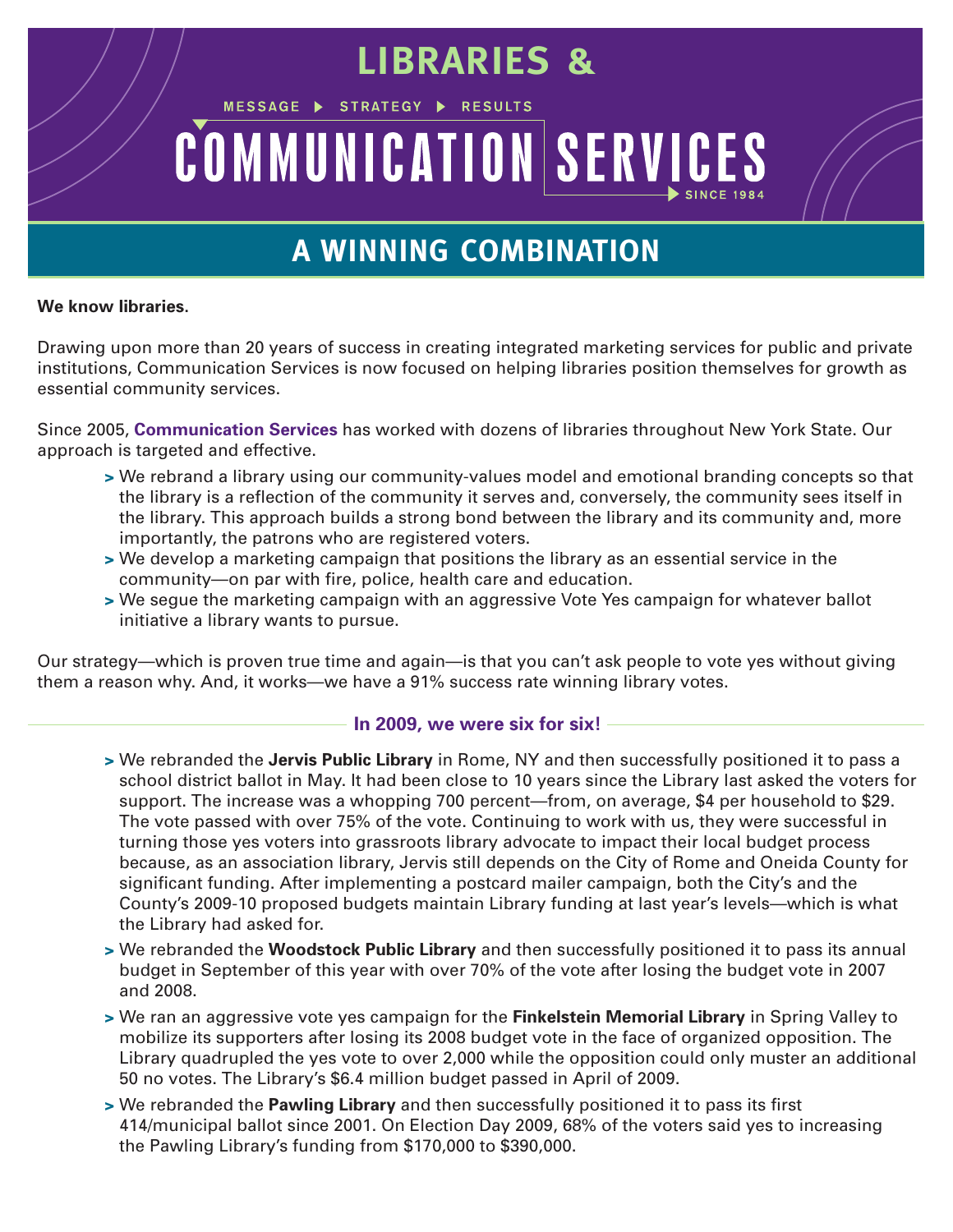# LIBRARIES & COMMUNICATION SERVICES

MESSAGE ▶ STRATEGY ▶ RESULTS

SINCE 1984

## A WINNING COMBINATION

**We know libraries.**

Drawing upon more than 20 years of success in creating integrated marketing services for public and private institutions, Communication Services is now focused on helping libraries position themselves for growth as essential community services.

Since 2005, **Communication Services** has worked with dozens of libraries throughout New York State. Our approach is targeted and effective.

- We rebrand a library using our community-values model and emotional branding concepts so that the library is a reflection of the community it serves and, conversely, the community sees itself in the library. This approach builds a strong bond between the library and its community and, more importantly, the patrons who are registered voters.
- We develop a marketing campaign that positions the library as an essential service in the community—on par with fire, police, health care and education.
- We segue the marketing campaign with an aggressive Vote Yes campaign for whatever ballot initiative a library wants to pursue.

Our strategy—which is proven true time and again—is that you can't ask people to vote yes without giving them a reason why. And, it works—we have a 91% success rate winning library votes.

### In 2009, we were six for six!

- We rebranded the **Jervis Public Library** in Rome, NY and then successfully positioned it to pass a school district ballot in May. It had been close to 10 years since the Library last asked the voters for support. The increase was a whopping 700 percent—from, on average, $4 per household to $29. The vote passed with over 75% of the vote. Continuing to work with us, they were successful in turning those yes voters into grassroots library advocate to impact their local budget process because, as an association library, Jervis still depends on the City of Rome and Oneida County for significant funding. After implementing a postcard mailer campaign, both the City's and the County's 2009-10 proposed budgets maintain Library funding at last year's levels—which is what the Library had asked for.
- We rebranded the **Woodstock Public Library** and then successfully positioned it to pass its annual budget in September of this year with over 70% of the vote after losing the budget vote in 2007 and 2008.
- We ran an aggressive vote yes campaign for the **Finkelstein Memorial Library** in Spring Valley to mobilize its supporters after losing its 2008 budget vote in the face of organized opposition. The Library quadrupled the yes vote to over 2,000 while the opposition could only muster an additional 50 no votes. The Library's $6.4 million budget passed in April of 2009.
- We rebranded the **Pawling Library** and then successfully positioned it to pass its first 414/municipal ballot since 2001. On Election Day 2009, 68% of the voters said yes to increasing the Pawling Library's funding from $170,000 to $390,000.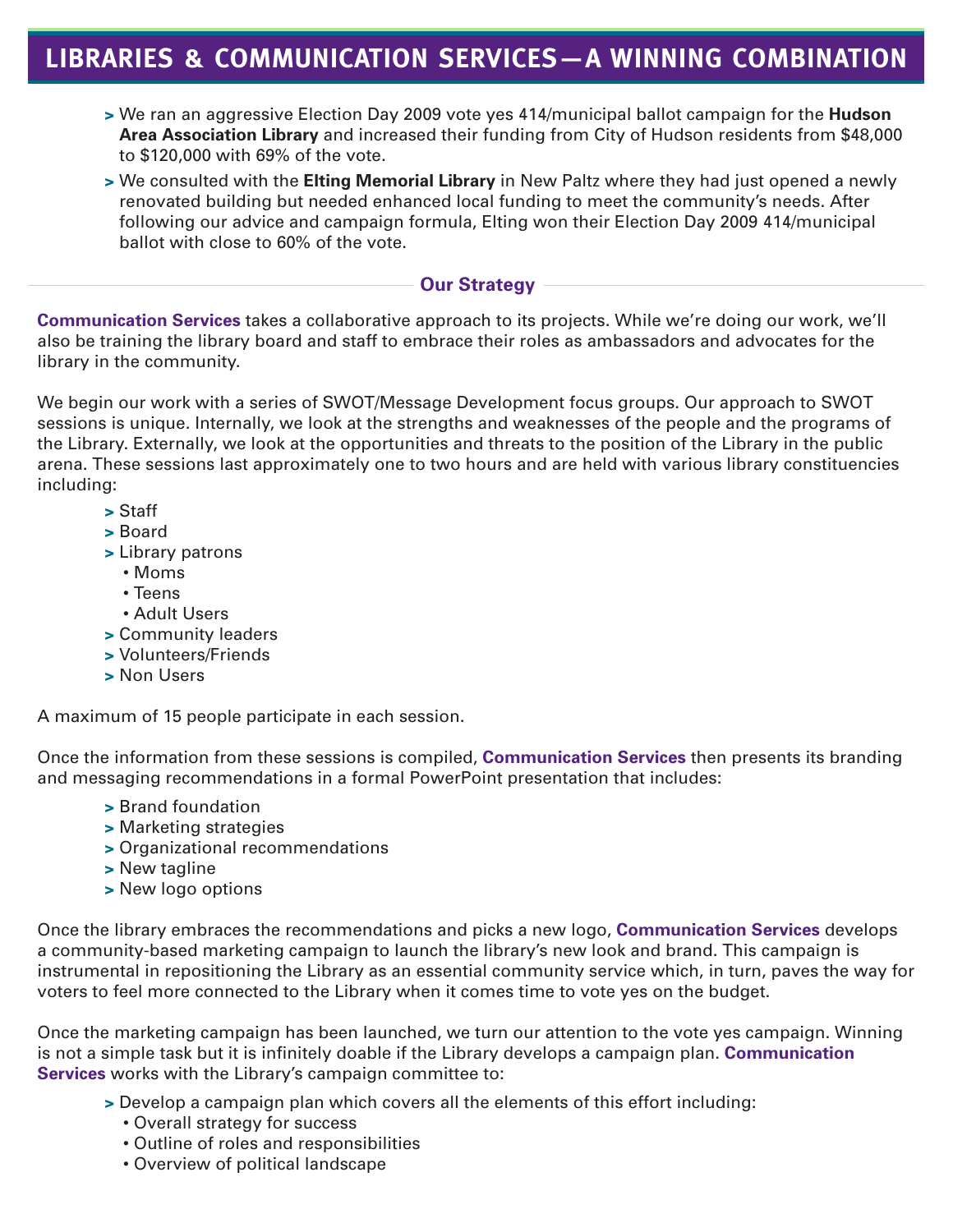# LIBRARIES & COMMUNICATION SERVICES—A WINNING COMBINATION

- We ran an aggressive Election Day 2009 vote yes 414/municipal ballot campaign for the **Hudson Area Association Library** and increased their funding from City of Hudson residents from $48,000 to $120,000 with 69% of the vote.
- We consulted with the **Elting Memorial Library** in New Paltz where they had just opened a newly renovated building but needed enhanced local funding to meet the community's needs. After following our advice and campaign formula, Elting won their Election Day 2009 414/municipal ballot with close to 60% of the vote.

## Our Strategy

**Communication Services** takes a collaborative approach to its projects. While we're doing our work, we'll also be training the library board and staff to embrace their roles as ambassadors and advocates for the library in the community.

We begin our work with a series of SWOT/Message Development focus groups. Our approach to SWOT sessions is unique. Internally, we look at the strengths and weaknesses of the people and the programs of the Library. Externally, we look at the opportunities and threats to the position of the Library in the public arena. These sessions last approximately one to two hours and are held with various library constituencies including:

- Staff
- Board
- Library patrons
  - Moms
  - Teens
  - Adult Users
- Community leaders
- Volunteers/Friends
- Non Users

A maximum of 15 people participate in each session.

Once the information from these sessions is compiled, **Communication Services** then presents its branding and messaging recommendations in a formal PowerPoint presentation that includes:

- Brand foundation
- Marketing strategies
- Organizational recommendations
- New tagline
- New logo options

Once the library embraces the recommendations and picks a new logo, **Communication Services** develops a community-based marketing campaign to launch the library's new look and brand. This campaign is instrumental in repositioning the Library as an essential community service which, in turn, paves the way for voters to feel more connected to the Library when it comes time to vote yes on the budget.

Once the marketing campaign has been launched, we turn our attention to the vote yes campaign. Winning is not a simple task but it is infinitely doable if the Library develops a campaign plan. **Communication Services** works with the Library's campaign committee to:

- Develop a campaign plan which covers all the elements of this effort including:
  - Overall strategy for success
  - Outline of roles and responsibilities
  - Overview of political landscape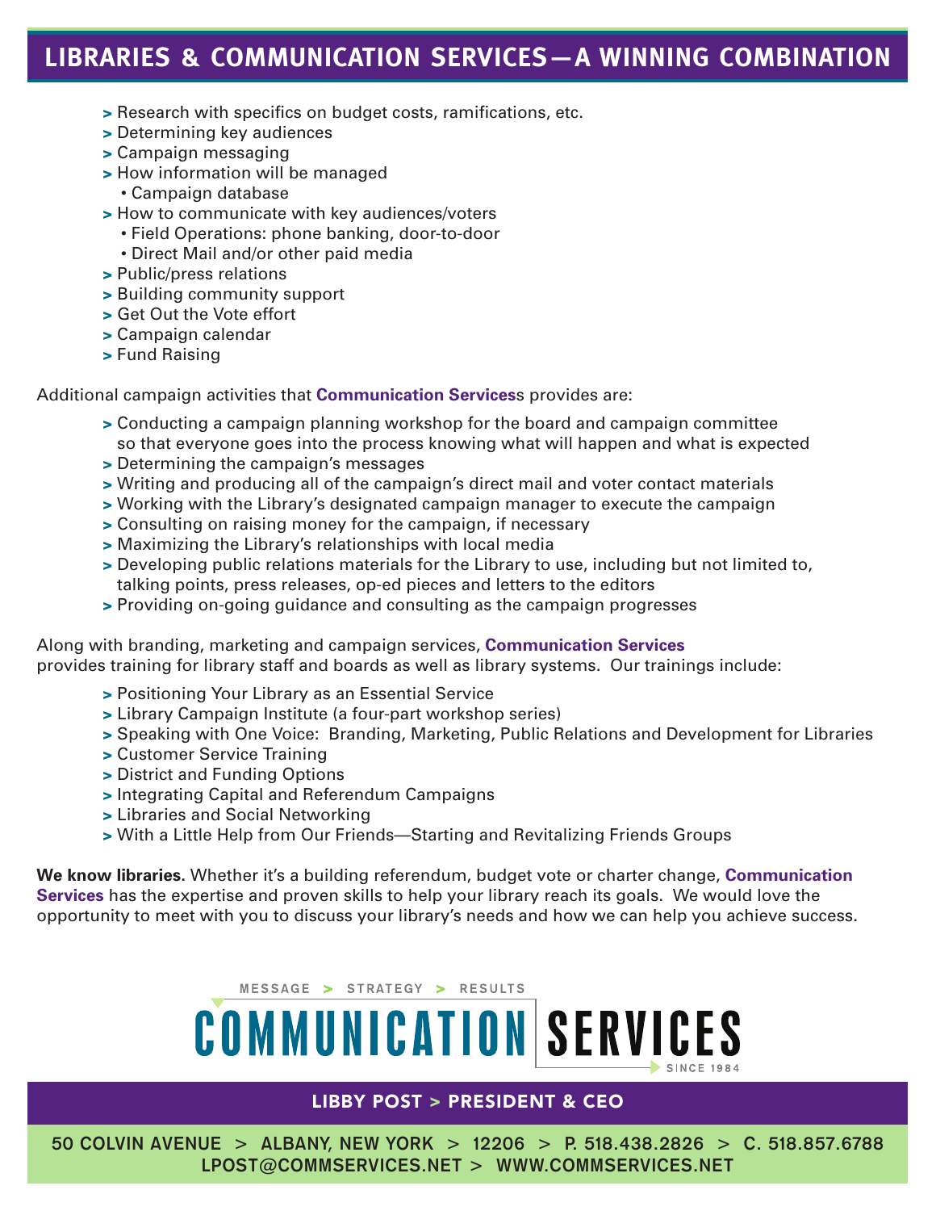## LIBRARIES & COMMUNICATION SERVICES—A WINNING COMBINATION

- Research with specifics on budget costs, ramifications, etc.
- Determining key audiences
- Campaign messaging
- How information will be managed
  - Campaign database
- How to communicate with key audiences/voters
  - Field Operations: phone banking, door-to-door
  - Direct Mail and/or other paid media
- Public/press relations
- Building community support
- Get Out the Vote effort
- Campaign calendar
- Fund Raising

Additional campaign activities that **Communication Services**s provides are:

- Conducting a campaign planning workshop for the board and campaign committee so that everyone goes into the process knowing what will happen and what is expected
- Determining the campaign's messages
- Writing and producing all of the campaign's direct mail and voter contact materials
- Working with the Library's designated campaign manager to execute the campaign
- Consulting on raising money for the campaign, if necessary
- Maximizing the Library's relationships with local media
- Developing public relations materials for the Library to use, including but not limited to, talking points, press releases, op-ed pieces and letters to the editors
- Providing on-going guidance and consulting as the campaign progresses

Along with branding, marketing and campaign services, **Communication Services** provides training for library staff and boards as well as library systems. Our trainings include:

- Positioning Your Library as an Essential Service
- Library Campaign Institute (a four-part workshop series)
- Speaking with One Voice: Branding, Marketing, Public Relations and Development for Libraries
- Customer Service Training
- District and Funding Options
- Integrating Capital and Referendum Campaigns
- Libraries and Social Networking
- With a Little Help from Our Friends—Starting and Revitalizing Friends Groups

**We know libraries.** Whether it's a building referendum, budget vote or charter change, **Communication Services** has the expertise and proven skills to help your library reach its goals. We would love the opportunity to meet with you to discuss your library's needs and how we can help you achieve success.

MESSAGE > STRATEGY > RESULTS

COMMUNICATION SERVICES

SINCE 1984

**LIBBY POST > PRESIDENT & CEO**

50 COLVIN AVENUE > ALBANY, NEW YORK > 12206 > P. 518.438.2826 > C. 518.857.6788
LPOST@COMMSERVICES.NET > WWW.COMMSERVICES.NET